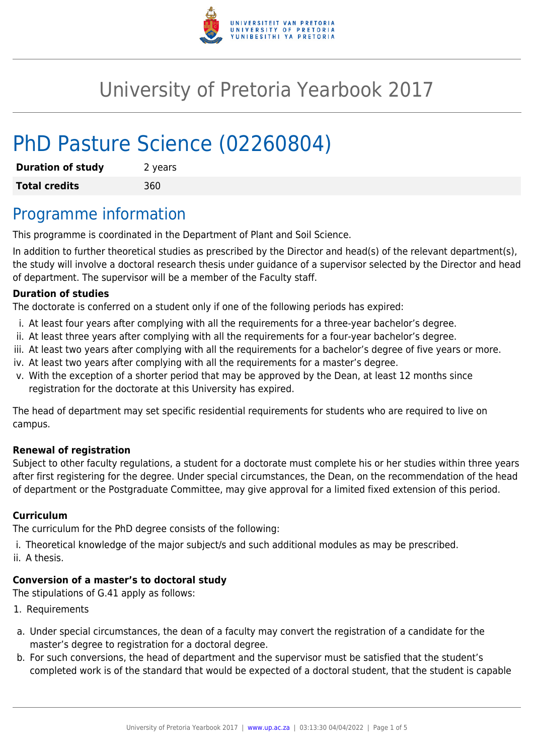# University of Pretoria Yearbook 2017

# PhD Pasture Science (02260804)

| **Duration of study** | 2 years |
|---|---|
| **Total credits** | 360 |

## Programme information

This programme is coordinated in the Department of Plant and Soil Science.

In addition to further theoretical studies as prescribed by the Director and head(s) of the relevant department(s), the study will involve a doctoral research thesis under guidance of a supervisor selected by the Director and head of department. The supervisor will be a member of the Faculty staff.

**Duration of studies**

The doctorate is conferred on a student only if one of the following periods has expired:

i. At least four years after complying with all the requirements for a three-year bachelor's degree.
ii. At least three years after complying with all the requirements for a four-year bachelor's degree.
iii. At least two years after complying with all the requirements for a bachelor's degree of five years or more.
iv. At least two years after complying with all the requirements for a master's degree.
v. With the exception of a shorter period that may be approved by the Dean, at least 12 months since registration for the doctorate at this University has expired.

The head of department may set specific residential requirements for students who are required to live on campus.

**Renewal of registration**

Subject to other faculty regulations, a student for a doctorate must complete his or her studies within three years after first registering for the degree. Under special circumstances, the Dean, on the recommendation of the head of department or the Postgraduate Committee, may give approval for a limited fixed extension of this period.

**Curriculum**

The curriculum for the PhD degree consists of the following:

i. Theoretical knowledge of the major subject/s and such additional modules as may be prescribed.
ii. A thesis.

**Conversion of a master's to doctoral study**

The stipulations of G.41 apply as follows:

1. Requirements

a. Under special circumstances, the dean of a faculty may convert the registration of a candidate for the master's degree to registration for a doctoral degree.
b. For such conversions, the head of department and the supervisor must be satisfied that the student's completed work is of the standard that would be expected of a doctoral student, that the student is capable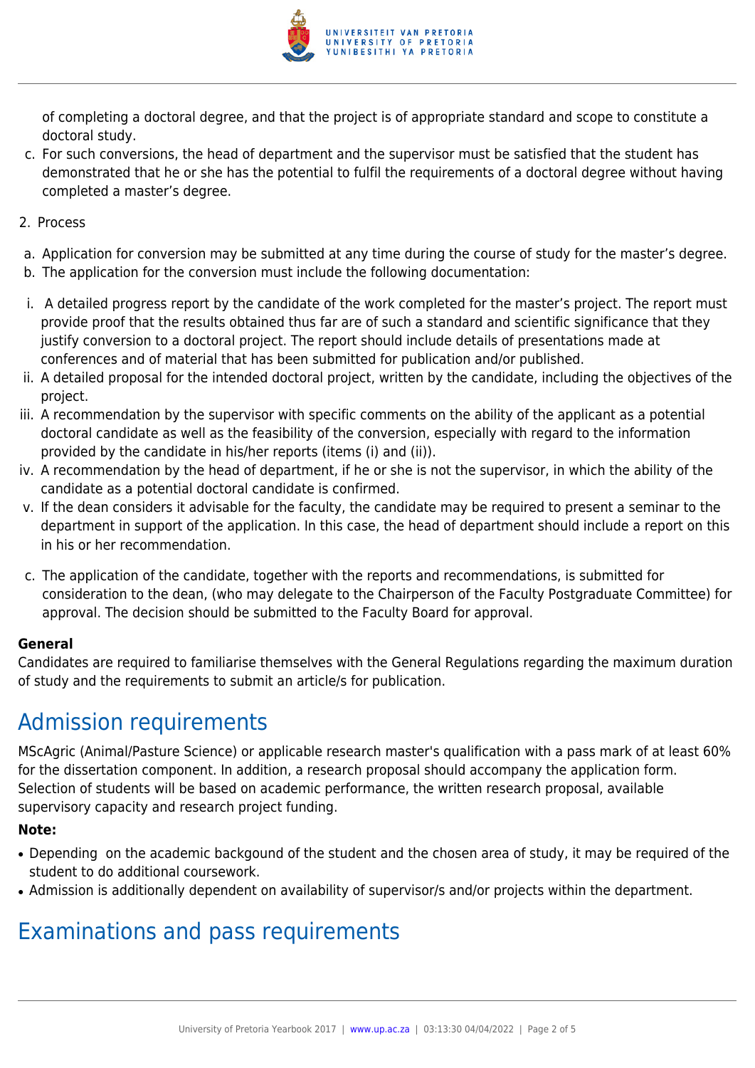of completing a doctoral degree, and that the project is of appropriate standard and scope to constitute a doctoral study.

c. For such conversions, the head of department and the supervisor must be satisfied that the student has demonstrated that he or she has the potential to fulfil the requirements of a doctoral degree without having completed a master's degree.

2. Process

a. Application for conversion may be submitted at any time during the course of study for the master's degree.
b. The application for the conversion must include the following documentation:

i. A detailed progress report by the candidate of the work completed for the master's project. The report must provide proof that the results obtained thus far are of such a standard and scientific significance that they justify conversion to a doctoral project. The report should include details of presentations made at conferences and of material that has been submitted for publication and/or published.
ii. A detailed proposal for the intended doctoral project, written by the candidate, including the objectives of the project.
iii. A recommendation by the supervisor with specific comments on the ability of the applicant as a potential doctoral candidate as well as the feasibility of the conversion, especially with regard to the information provided by the candidate in his/her reports (items (i) and (ii)).
iv. A recommendation by the head of department, if he or she is not the supervisor, in which the ability of the candidate as a potential doctoral candidate is confirmed.
v. If the dean considers it advisable for the faculty, the candidate may be required to present a seminar to the department in support of the application. In this case, the head of department should include a report on this in his or her recommendation.

c. The application of the candidate, together with the reports and recommendations, is submitted for consideration to the dean, (who may delegate to the Chairperson of the Faculty Postgraduate Committee) for approval. The decision should be submitted to the Faculty Board for approval.

**General**

Candidates are required to familiarise themselves with the General Regulations regarding the maximum duration of study and the requirements to submit an article/s for publication.

## Admission requirements

MScAgric (Animal/Pasture Science) or applicable research master's qualification with a pass mark of at least 60% for the dissertation component. In addition, a research proposal should accompany the application form. Selection of students will be based on academic performance, the written research proposal, available supervisory capacity and research project funding.

**Note:**

- Depending on the academic backgound of the student and the chosen area of study, it may be required of the student to do additional coursework.
- Admission is additionally dependent on availability of supervisor/s and/or projects within the department.

## Examinations and pass requirements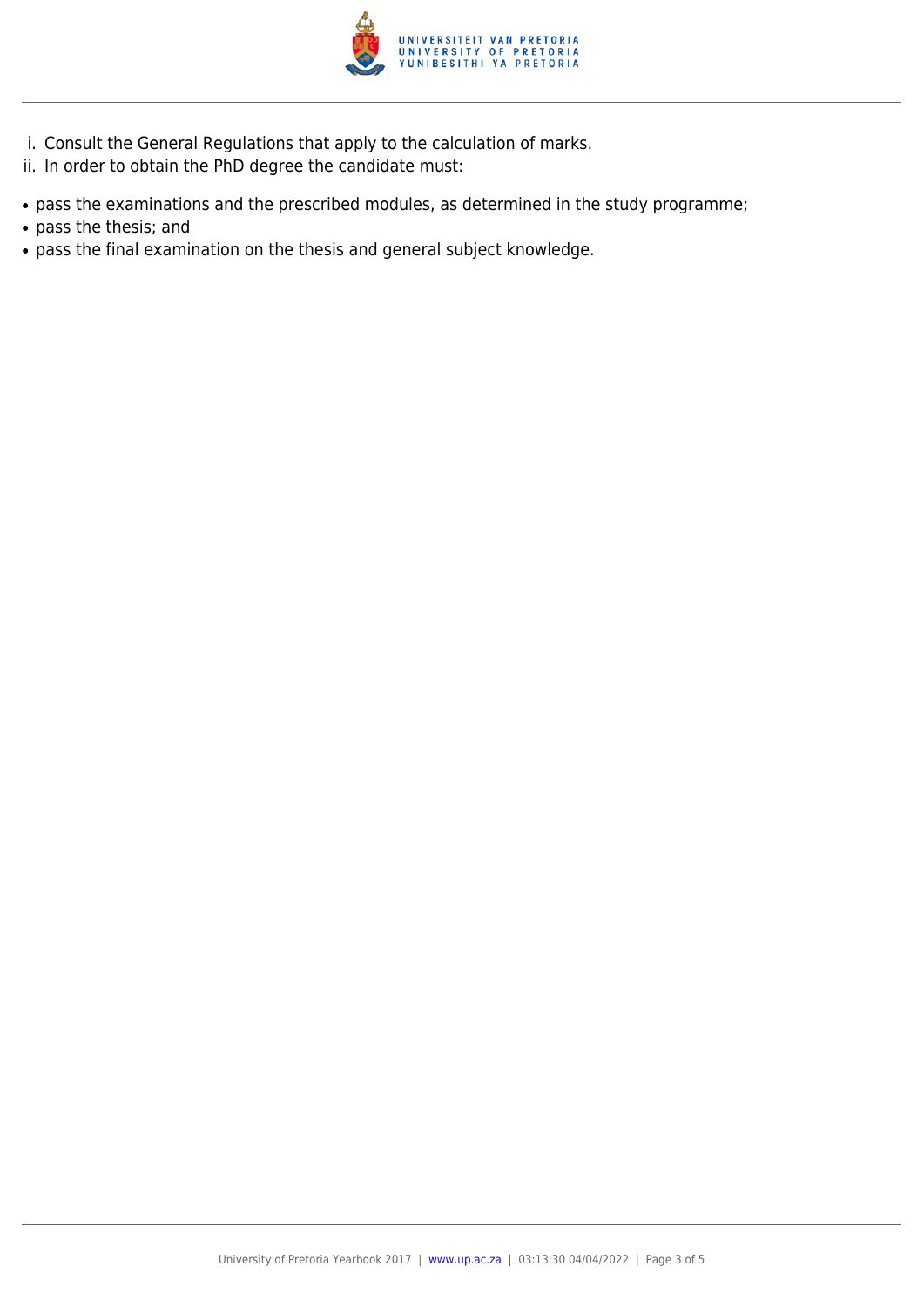i. Consult the General Regulations that apply to the calculation of marks.
ii. In order to obtain the PhD degree the candidate must:

- pass the examinations and the prescribed modules, as determined in the study programme;
- pass the thesis; and
- pass the final examination on the thesis and general subject knowledge.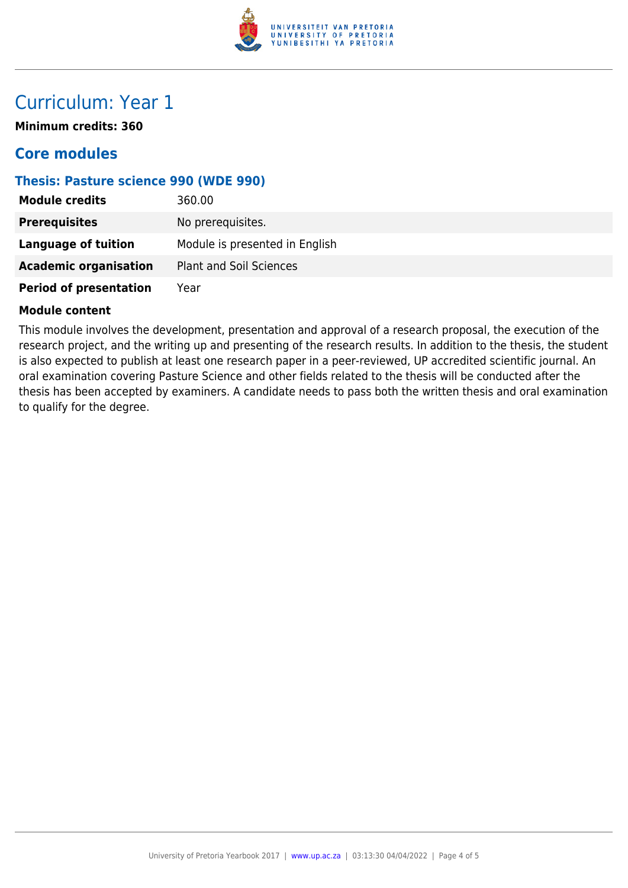# Curriculum: Year 1

**Minimum credits: 360**

## Core modules

### Thesis: Pasture science 990 (WDE 990)

| | |
|---|---|
| **Module credits** | 360.00 |
| **Prerequisites** | No prerequisites. |
| **Language of tuition** | Module is presented in English |
| **Academic organisation** | Plant and Soil Sciences |
| **Period of presentation** | Year |

**Module content**

This module involves the development, presentation and approval of a research proposal, the execution of the research project, and the writing up and presenting of the research results. In addition to the thesis, the student is also expected to publish at least one research paper in a peer-reviewed, UP accredited scientific journal. An oral examination covering Pasture Science and other fields related to the thesis will be conducted after the thesis has been accepted by examiners. A candidate needs to pass both the written thesis and oral examination to qualify for the degree.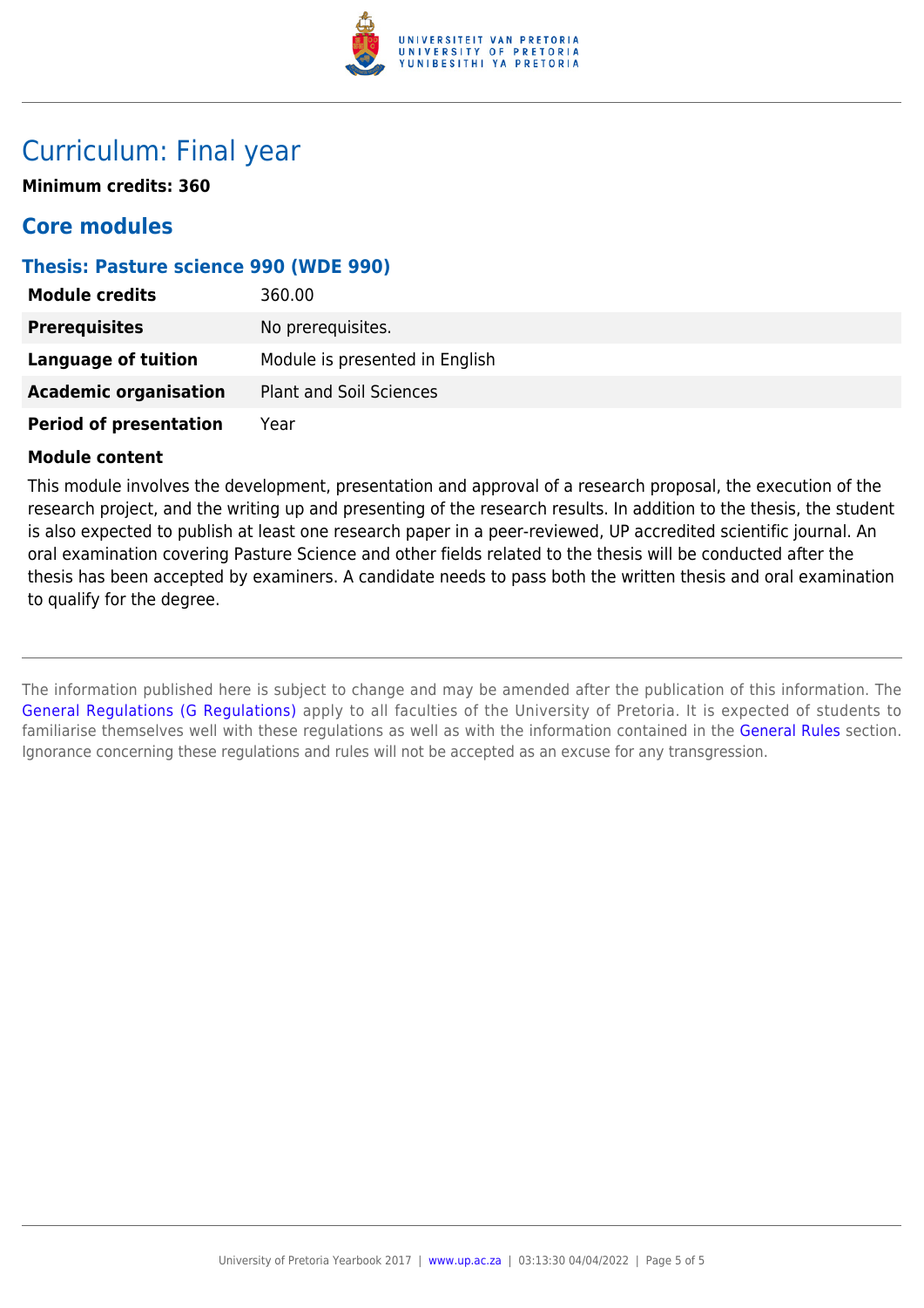# Curriculum: Final year

**Minimum credits: 360**

## Core modules

### Thesis: Pasture science 990 (WDE 990)

| | |
|---|---|
| **Module credits** | 360.00 |
| **Prerequisites** | No prerequisites. |
| **Language of tuition** | Module is presented in English |
| **Academic organisation** | Plant and Soil Sciences |
| **Period of presentation** | Year |

**Module content**

This module involves the development, presentation and approval of a research proposal, the execution of the research project, and the writing up and presenting of the research results. In addition to the thesis, the student is also expected to publish at least one research paper in a peer-reviewed, UP accredited scientific journal. An oral examination covering Pasture Science and other fields related to the thesis will be conducted after the thesis has been accepted by examiners. A candidate needs to pass both the written thesis and oral examination to qualify for the degree.

---

The information published here is subject to change and may be amended after the publication of this information. The General Regulations (G Regulations) apply to all faculties of the University of Pretoria. It is expected of students to familiarise themselves well with these regulations as well as with the information contained in the General Rules section. Ignorance concerning these regulations and rules will not be accepted as an excuse for any transgression.